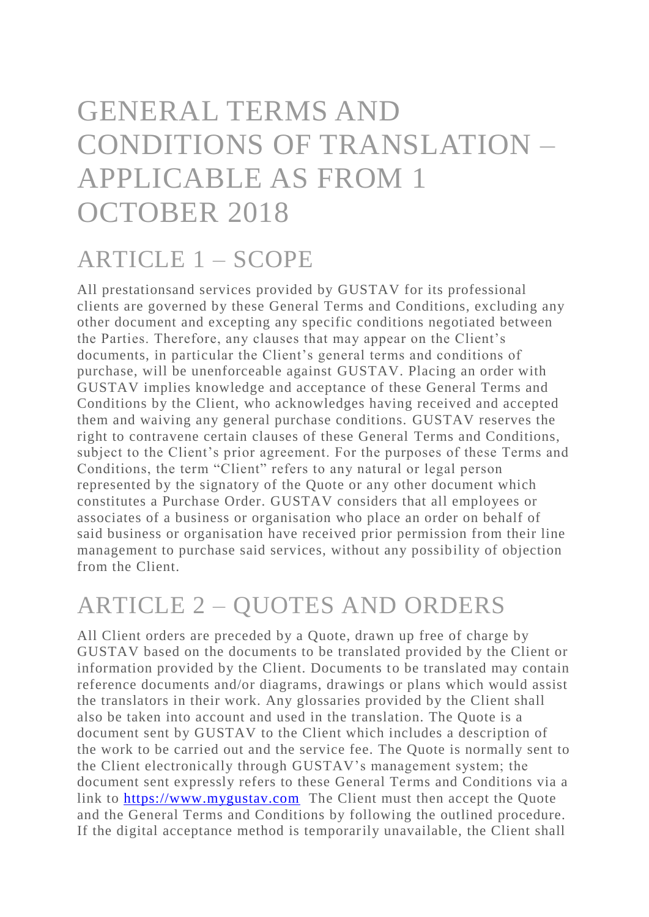# GENERAL TERMS AND CONDITIONS OF TRANSLATION – APPLICABLE AS FROM 1 OCTOBER 2018

## ARTICLE 1 – SCOPE

All prestationsand services provided by GUSTAV for its professional clients are governed by these General Terms and Conditions, excluding any other document and excepting any specific conditions negotiated between the Parties. Therefore, any clauses that may appear on the Client's documents, in particular the Client's general terms and conditions of purchase, will be unenforceable against GUSTAV. Placing an order with GUSTAV implies knowledge and acceptance of these General Terms and Conditions by the Client, who acknowledges having received and accepted them and waiving any general purchase conditions. GUSTAV reserves the right to contravene certain clauses of these General Terms and Conditions, subject to the Client's prior agreement. For the purposes of these Terms and Conditions, the term "Client" refers to any natural or legal person represented by the signatory of the Quote or any other document which constitutes a Purchase Order. GUSTAV considers that all employees or associates of a business or organisation who place an order on behalf of said business or organisation have received prior permission from their line management to purchase said services, without any possibility of objection from the Client.

## ARTICLE 2 – QUOTES AND ORDERS

All Client orders are preceded by a Quote, drawn up free of charge by GUSTAV based on the documents to be translated provided by the Client or information provided by the Client. Documents to be translated may contain reference documents and/or diagrams, drawings or plans which would assist the translators in their work. Any glossaries provided by the Client shall also be taken into account and used in the translation. The Quote is a document sent by GUSTAV to the Client which includes a description of the work to be carried out and the service fee. The Quote is normally sent to the Client electronically through GUSTAV's management system; the document sent expressly refers to these General Terms and Conditions via a link to [https://www.mygustav.com](https://www.mygustav.com) The Client must then accept the Quote and the General Terms and Conditions by following the outlined procedure. If the digital acceptance method is temporarily unavailable, the Client shall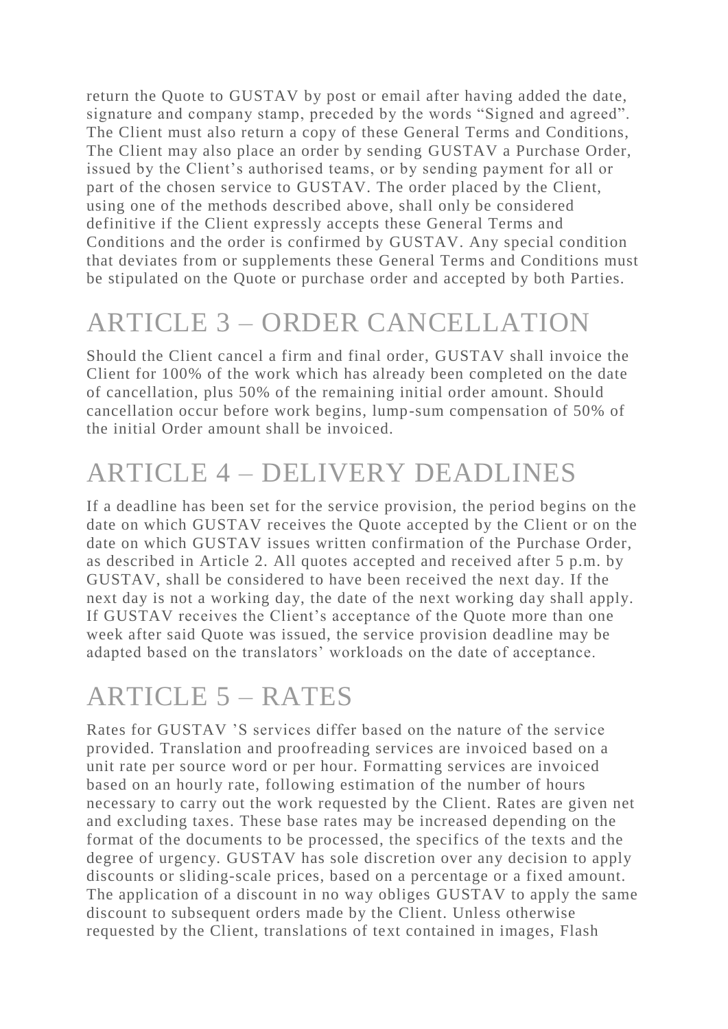return the Quote to GUSTAV by post or email after having added the date, signature and company stamp, preceded by the words "Signed and agreed". The Client must also return a copy of these General Terms and Conditions, The Client may also place an order by sending GUSTAV a Purchase Order, issued by the Client's authorised teams, or by sending payment for all or part of the chosen service to GUSTAV. The order placed by the Client, using one of the methods described above, shall only be considered definitive if the Client expressly accepts these General Terms and Conditions and the order is confirmed by GUSTAV. Any special condition that deviates from or supplements these General Terms and Conditions must be stipulated on the Quote or purchase order and accepted by both Parties.

# ARTICLE 3 – ORDER CANCELLATION

Should the Client cancel a firm and final order, GUSTAV shall invoice the Client for 100% of the work which has already been completed on the date of cancellation, plus 50% of the remaining initial order amount. Should cancellation occur before work begins, lump-sum compensation of 50% of the initial Order amount shall be invoiced.

# ARTICLE 4 – DELIVERY DEADLINES

If a deadline has been set for the service provision, the period begins on the date on which GUSTAV receives the Quote accepted by the Client or on the date on which GUSTAV issues written confirmation of the Purchase Order, as described in Article 2. All quotes accepted and received after 5 p.m. by GUSTAV, shall be considered to have been received the next day. If the next day is not a working day, the date of the next working day shall apply. If GUSTAV receives the Client's acceptance of the Quote more than one week after said Quote was issued, the service provision deadline may be adapted based on the translators' workloads on the date of acceptance.

# ARTICLE 5 – RATES

Rates for GUSTAV 'S services differ based on the nature of the service provided. Translation and proofreading services are invoiced based on a unit rate per source word or per hour. Formatting services are invoiced based on an hourly rate, following estimation of the number of hours necessary to carry out the work requested by the Client. Rates are given net and excluding taxes. These base rates may be increased depending on the format of the documents to be processed, the specifics of the texts and the degree of urgency. GUSTAV has sole discretion over any decision to apply discounts or sliding-scale prices, based on a percentage or a fixed amount. The application of a discount in no way obliges GUSTAV to apply the same discount to subsequent orders made by the Client. Unless otherwise requested by the Client, translations of text contained in images, Flash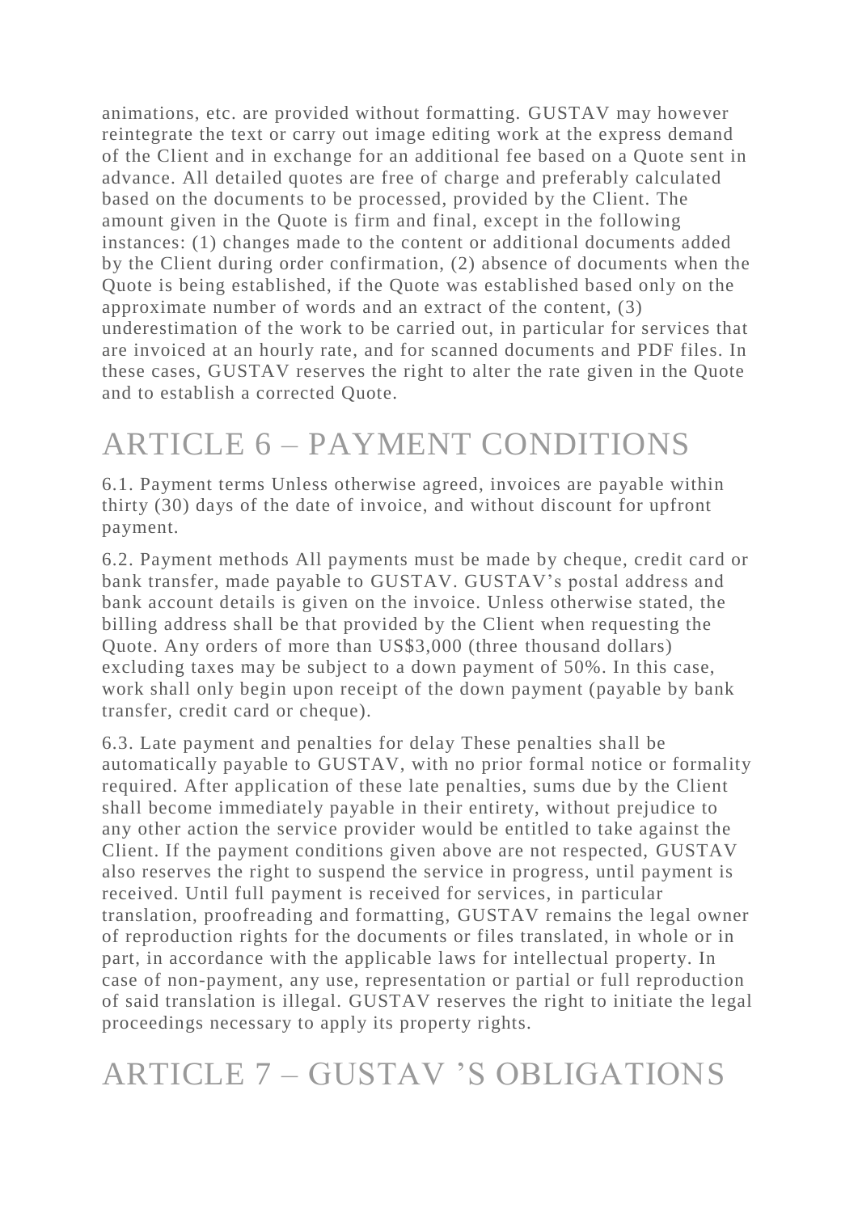animations, etc. are provided without formatting. GUSTAV may however reintegrate the text or carry out image editing work at the express demand of the Client and in exchange for an additional fee based on a Quote sent in advance. All detailed quotes are free of charge and preferably calculated based on the documents to be processed, provided by the Client. The amount given in the Quote is firm and final, except in the following instances: (1) changes made to the content or additional documents added by the Client during order confirmation, (2) absence of documents when the Quote is being established, if the Quote was established based only on the approximate number of words and an extract of the content, (3) underestimation of the work to be carried out, in particular for services that are invoiced at an hourly rate, and for scanned documents and PDF files. In these cases, GUSTAV reserves the right to alter the rate given in the Quote and to establish a corrected Quote.

# ARTICLE 6 – PAYMENT CONDITIONS

6.1. Payment terms Unless otherwise agreed, invoices are payable within thirty (30) days of the date of invoice, and without discount for upfront payment.

6.2. Payment methods All payments must be made by cheque, credit card or bank transfer, made payable to GUSTAV. GUSTAV's postal address and bank account details is given on the invoice. Unless otherwise stated, the billing address shall be that provided by the Client when requesting the Quote. Any orders of more than US$3,000 (three thousand dollars) excluding taxes may be subject to a down payment of 50%. In this case, work shall only begin upon receipt of the down payment (payable by bank transfer, credit card or cheque).

6.3. Late payment and penalties for delay These penalties shall be automatically payable to GUSTAV, with no prior formal notice or formality required. After application of these late penalties, sums due by the Client shall become immediately payable in their entirety, without prejudice to any other action the service provider would be entitled to take against the Client. If the payment conditions given above are not respected, GUSTAV also reserves the right to suspend the service in progress, until payment is received. Until full payment is received for services, in particular translation, proofreading and formatting, GUSTAV remains the legal owner of reproduction rights for the documents or files translated, in whole or in part, in accordance with the applicable laws for intellectual property. In case of non-payment, any use, representation or partial or full reproduction of said translation is illegal. GUSTAV reserves the right to initiate the legal proceedings necessary to apply its property rights.

# ARTICLE 7 – GUSTAV 'S OBLIGATIONS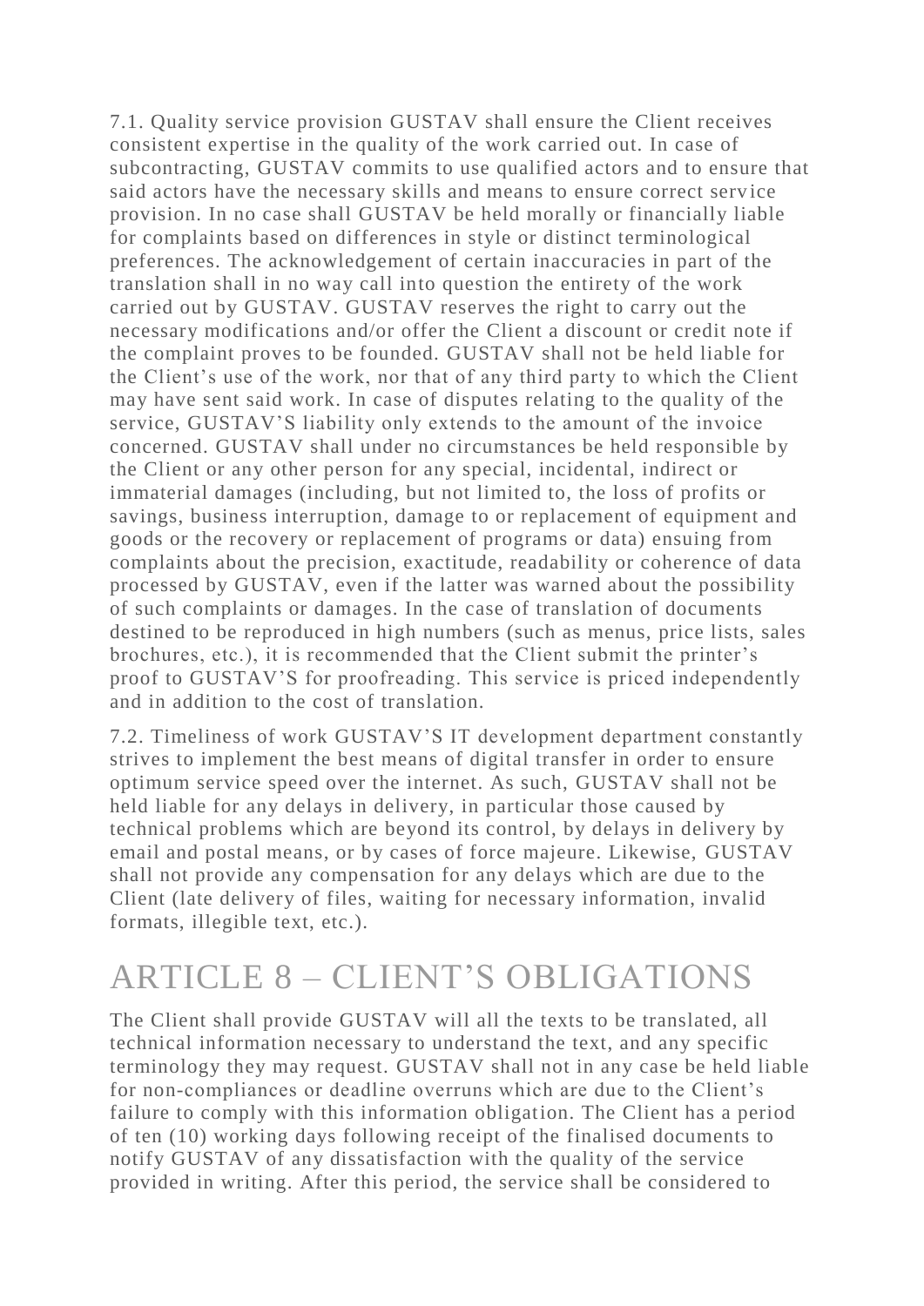7.1. Quality service provision GUSTAV shall ensure the Client receives consistent expertise in the quality of the work carried out. In case of subcontracting, GUSTAV commits to use qualified actors and to ensure that said actors have the necessary skills and means to ensure correct service provision. In no case shall GUSTAV be held morally or financially liable for complaints based on differences in style or distinct terminological preferences. The acknowledgement of certain inaccuracies in part of the translation shall in no way call into question the entirety of the work carried out by GUSTAV. GUSTAV reserves the right to carry out the necessary modifications and/or offer the Client a discount or credit note if the complaint proves to be founded. GUSTAV shall not be held liable for the Client's use of the work, nor that of any third party to which the Client may have sent said work. In case of disputes relating to the quality of the service, GUSTAV'S liability only extends to the amount of the invoice concerned. GUSTAV shall under no circumstances be held responsible by the Client or any other person for any special, incidental, indirect or immaterial damages (including, but not limited to, the loss of profits or savings, business interruption, damage to or replacement of equipment and goods or the recovery or replacement of programs or data) ensuing from complaints about the precision, exactitude, readability or coherence of data processed by GUSTAV, even if the latter was warned about the possibility of such complaints or damages. In the case of translation of documents destined to be reproduced in high numbers (such as menus, price lists, sales brochures, etc.), it is recommended that the Client submit the printer's proof to GUSTAV'S for proofreading. This service is priced independently and in addition to the cost of translation.

7.2. Timeliness of work GUSTAV'S IT development department constantly strives to implement the best means of digital transfer in order to ensure optimum service speed over the internet. As such, GUSTAV shall not be held liable for any delays in delivery, in particular those caused by technical problems which are beyond its control, by delays in delivery by email and postal means, or by cases of force majeure. Likewise, GUSTAV shall not provide any compensation for any delays which are due to the Client (late delivery of files, waiting for necessary information, invalid formats, illegible text, etc.).

# ARTICLE 8 – CLIENT'S OBLIGATIONS

The Client shall provide GUSTAV will all the texts to be translated, all technical information necessary to understand the text, and any specific terminology they may request. GUSTAV shall not in any case be held liable for non-compliances or deadline overruns which are due to the Client's failure to comply with this information obligation. The Client has a period of ten (10) working days following receipt of the finalised documents to notify GUSTAV of any dissatisfaction with the quality of the service provided in writing. After this period, the service shall be considered to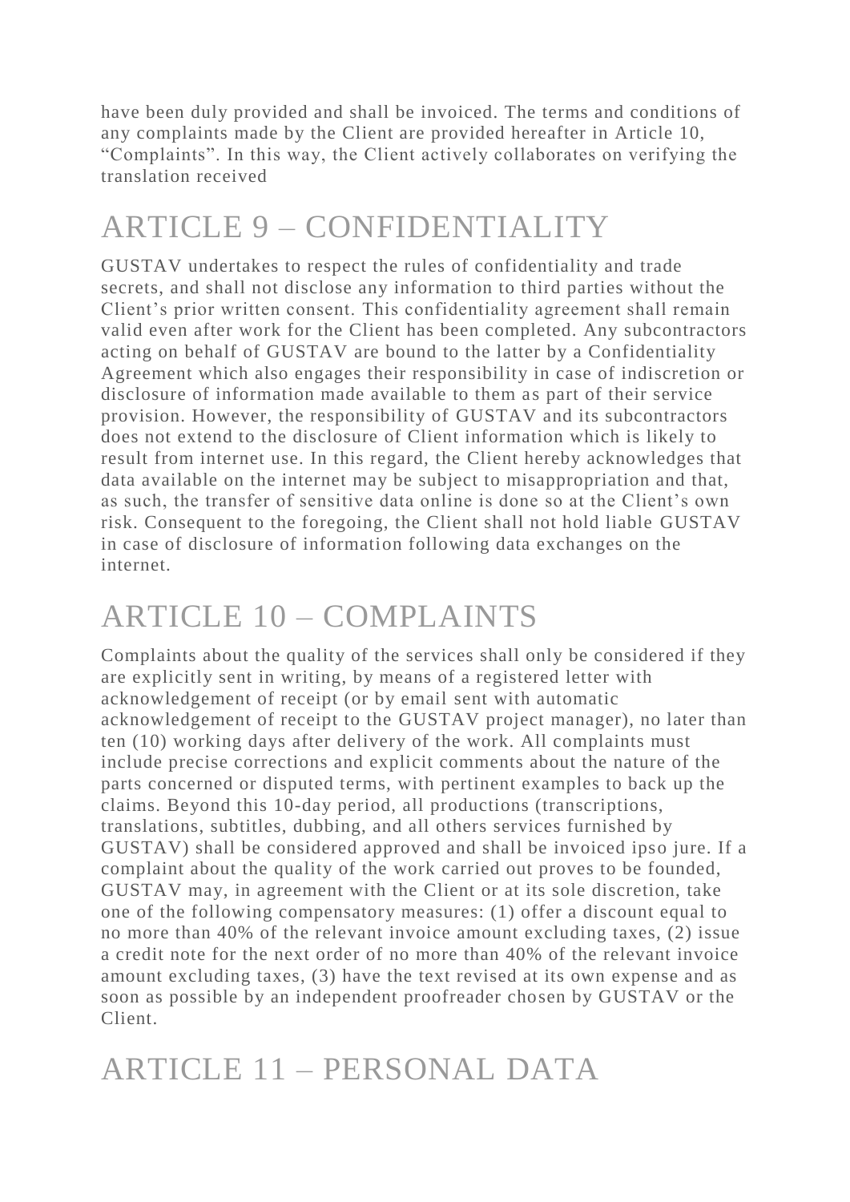have been duly provided and shall be invoiced. The terms and conditions of any complaints made by the Client are provided hereafter in Article 10, “Complaints”. In this way, the Client actively collaborates on verifying the translation received

# ARTICLE 9 – CONFIDENTIALITY

GUSTAV undertakes to respect the rules of confidentiality and trade secrets, and shall not disclose any information to third parties without the Client’s prior written consent. This confidentiality agreement shall remain valid even after work for the Client has been completed. Any subcontractors acting on behalf of GUSTAV are bound to the latter by a Confidentiality Agreement which also engages their responsibility in case of indiscretion or disclosure of information made available to them as part of their service provision. However, the responsibility of GUSTAV and its subcontractors does not extend to the disclosure of Client information which is likely to result from internet use. In this regard, the Client hereby acknowledges that data available on the internet may be subject to misappropriation and that, as such, the transfer of sensitive data online is done so at the Client’s own risk. Consequent to the foregoing, the Client shall not hold liable GUSTAV in case of disclosure of information following data exchanges on the internet.

# ARTICLE 10 – COMPLAINTS

Complaints about the quality of the services shall only be considered if they are explicitly sent in writing, by means of a registered letter with acknowledgement of receipt (or by email sent with automatic acknowledgement of receipt to the GUSTAV project manager), no later than ten (10) working days after delivery of the work. All complaints must include precise corrections and explicit comments about the nature of the parts concerned or disputed terms, with pertinent examples to back up the claims. Beyond this 10-day period, all productions (transcriptions, translations, subtitles, dubbing, and all others services furnished by GUSTAV) shall be considered approved and shall be invoiced ipso jure. If a complaint about the quality of the work carried out proves to be founded, GUSTAV may, in agreement with the Client or at its sole discretion, take one of the following compensatory measures: (1) offer a discount equal to no more than 40% of the relevant invoice amount excluding taxes, (2) issue a credit note for the next order of no more than 40% of the relevant invoice amount excluding taxes, (3) have the text revised at its own expense and as soon as possible by an independent proofreader chosen by GUSTAV or the Client.

# ARTICLE 11 – PERSONAL DATA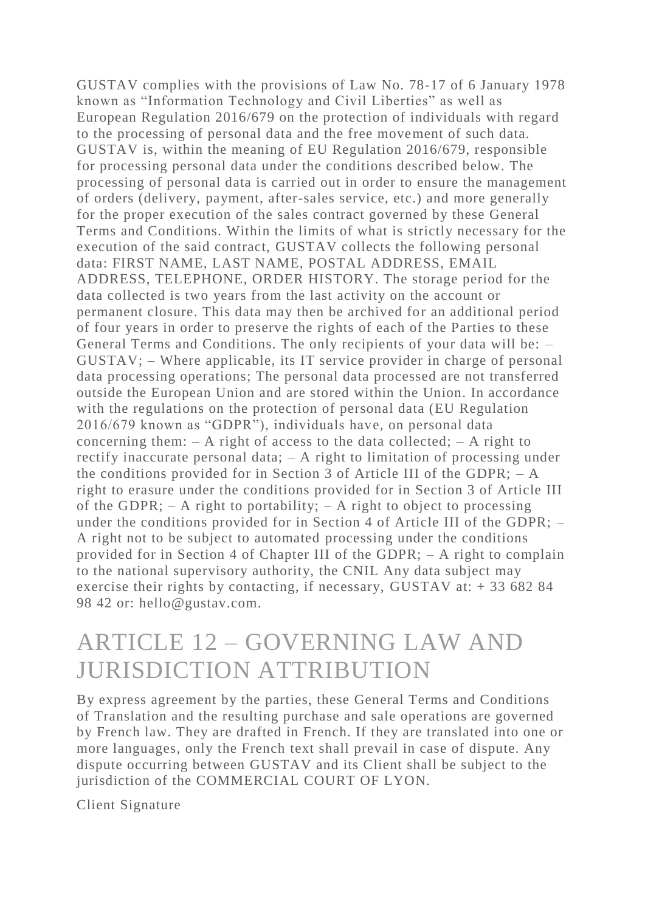GUSTAV complies with the provisions of Law No. 78-17 of 6 January 1978 known as "Information Technology and Civil Liberties" as well as European Regulation 2016/679 on the protection of individuals with regard to the processing of personal data and the free movement of such data. GUSTAV is, within the meaning of EU Regulation 2016/679, responsible for processing personal data under the conditions described below. The processing of personal data is carried out in order to ensure the management of orders (delivery, payment, after-sales service, etc.) and more generally for the proper execution of the sales contract governed by these General Terms and Conditions. Within the limits of what is strictly necessary for the execution of the said contract, GUSTAV collects the following personal data: FIRST NAME, LAST NAME, POSTAL ADDRESS, EMAIL ADDRESS, TELEPHONE, ORDER HISTORY. The storage period for the data collected is two years from the last activity on the account or permanent closure. This data may then be archived for an additional period of four years in order to preserve the rights of each of the Parties to these General Terms and Conditions. The only recipients of your data will be: – GUSTAV; – Where applicable, its IT service provider in charge of personal data processing operations; The personal data processed are not transferred outside the European Union and are stored within the Union. In accordance with the regulations on the protection of personal data (EU Regulation 2016/679 known as "GDPR"), individuals have, on personal data concerning them: – A right of access to the data collected; – A right to rectify inaccurate personal data; – A right to limitation of processing under the conditions provided for in Section 3 of Article III of the GDPR; – A right to erasure under the conditions provided for in Section 3 of Article III of the GDPR; – A right to portability; – A right to object to processing under the conditions provided for in Section 4 of Article III of the GDPR; – A right not to be subject to automated processing under the conditions provided for in Section 4 of Chapter III of the GDPR; – A right to complain to the national supervisory authority, the CNIL Any data subject may exercise their rights by contacting, if necessary, GUSTAV at: + 33 682 84 98 42 or: hello@gustav.com.

## ARTICLE 12 – GOVERNING LAW AND JURISDICTION ATTRIBUTION

By express agreement by the parties, these General Terms and Conditions of Translation and the resulting purchase and sale operations are governed by French law. They are drafted in French. If they are translated into one or more languages, only the French text shall prevail in case of dispute. Any dispute occurring between GUSTAV and its Client shall be subject to the jurisdiction of the COMMERCIAL COURT OF LYON.

Client Signature